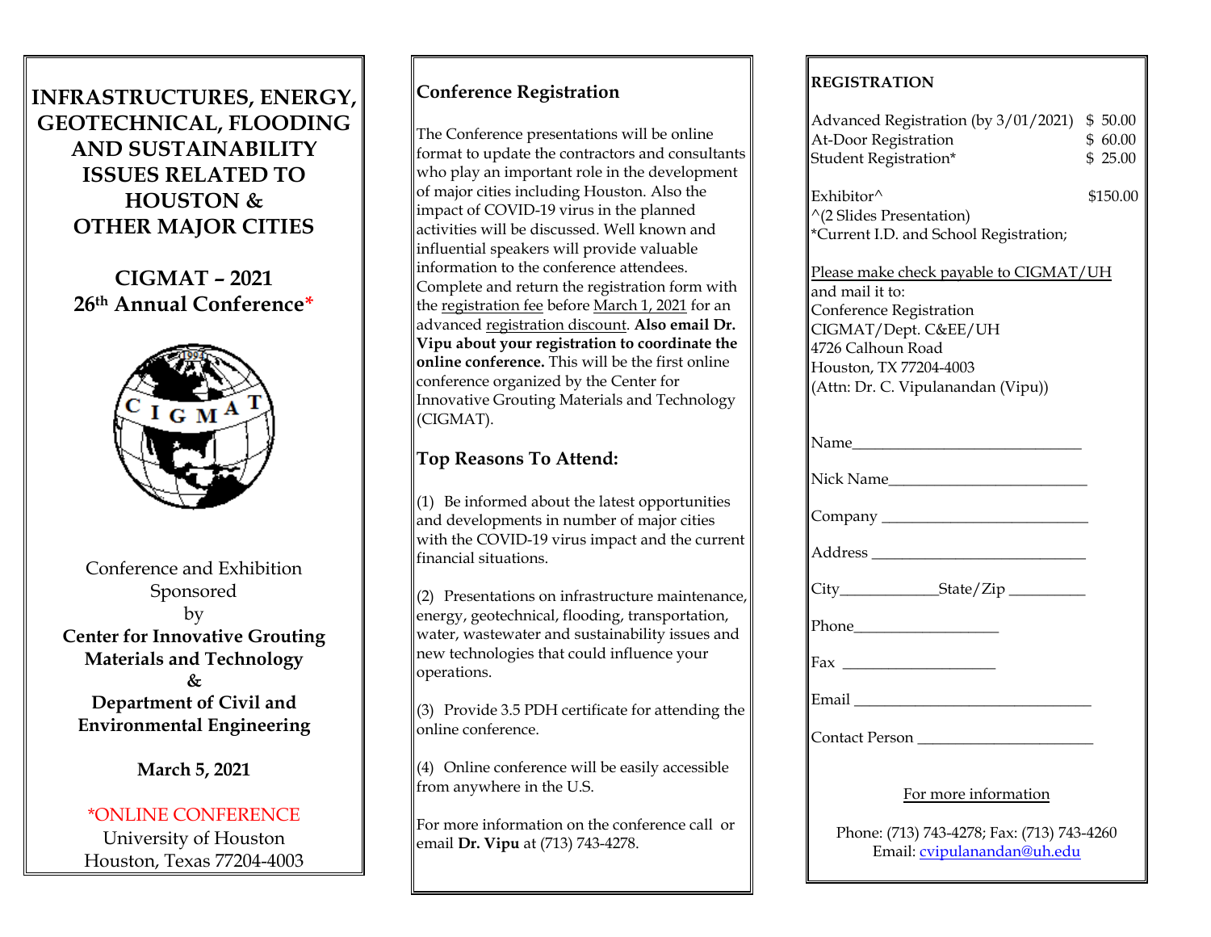# INFRASTRUCTURES, ENERGY, GEOTECHNICAL, FLOODING AND SUSTAINABILITY ISSUES RELATED TO HOUSTON & OTHER MAJOR CITIES

## CIGMAT – 2021
## 26th Annual Conference*

Conference and Exhibition
Sponsored
by
**Center for Innovative Grouting Materials and Technology**
**&**
**Department of Civil and Environmental Engineering**

**March 5, 2021**

*ONLINE CONFERENCE
University of Houston
Houston, Texas 77204-4003

## Conference Registration

The Conference presentations will be online format to update the contractors and consultants who play an important role in the development of major cities including Houston. Also the impact of COVID-19 virus in the planned activities will be discussed. Well known and influential speakers will provide valuable information to the conference attendees. Complete and return the registration form with the registration fee before March 1, 2021 for an advanced registration discount. **Also email Dr. Vipu about your registration to coordinate the online conference.** This will be the first online conference organized by the Center for Innovative Grouting Materials and Technology (CIGMAT).

## Top Reasons To Attend:

(1) Be informed about the latest opportunities and developments in number of major cities with the COVID-19 virus impact and the current financial situations.

(2) Presentations on infrastructure maintenance, energy, geotechnical, flooding, transportation, water, wastewater and sustainability issues and new technologies that could influence your operations.

(3) Provide 3.5 PDH certificate for attending the online conference.

(4) Online conference will be easily accessible from anywhere in the U.S.

For more information on the conference call or email **Dr. Vipu** at (713) 743-4278.

## REGISTRATION

| | |
|---|---|
| Advanced Registration (by 3/01/2021) | $ 50.00 |
| At-Door Registration | $ 60.00 |
| Student Registration* | $ 25.00 |
| Exhibitor^ | $150.00 |

^(2 Slides Presentation)
*Current I.D. and School Registration;

Please make check payable to CIGMAT/UH and mail it to:
Conference Registration
CIGMAT/Dept. C&EE/UH
4726 Calhoun Road
Houston, TX 77204-4003
(Attn: Dr. C. Vipulanandan (Vipu))

Name______________________________

Nick Name__________________________

Company ___________________________

Address ____________________________

City_____________State/Zip __________

Phone___________________

Fax ____________________

Email ______________________________

Contact Person ______________________

For more information

Phone: (713) 743-4278; Fax: (713) 743-4260
Email: cvipulanandan@uh.edu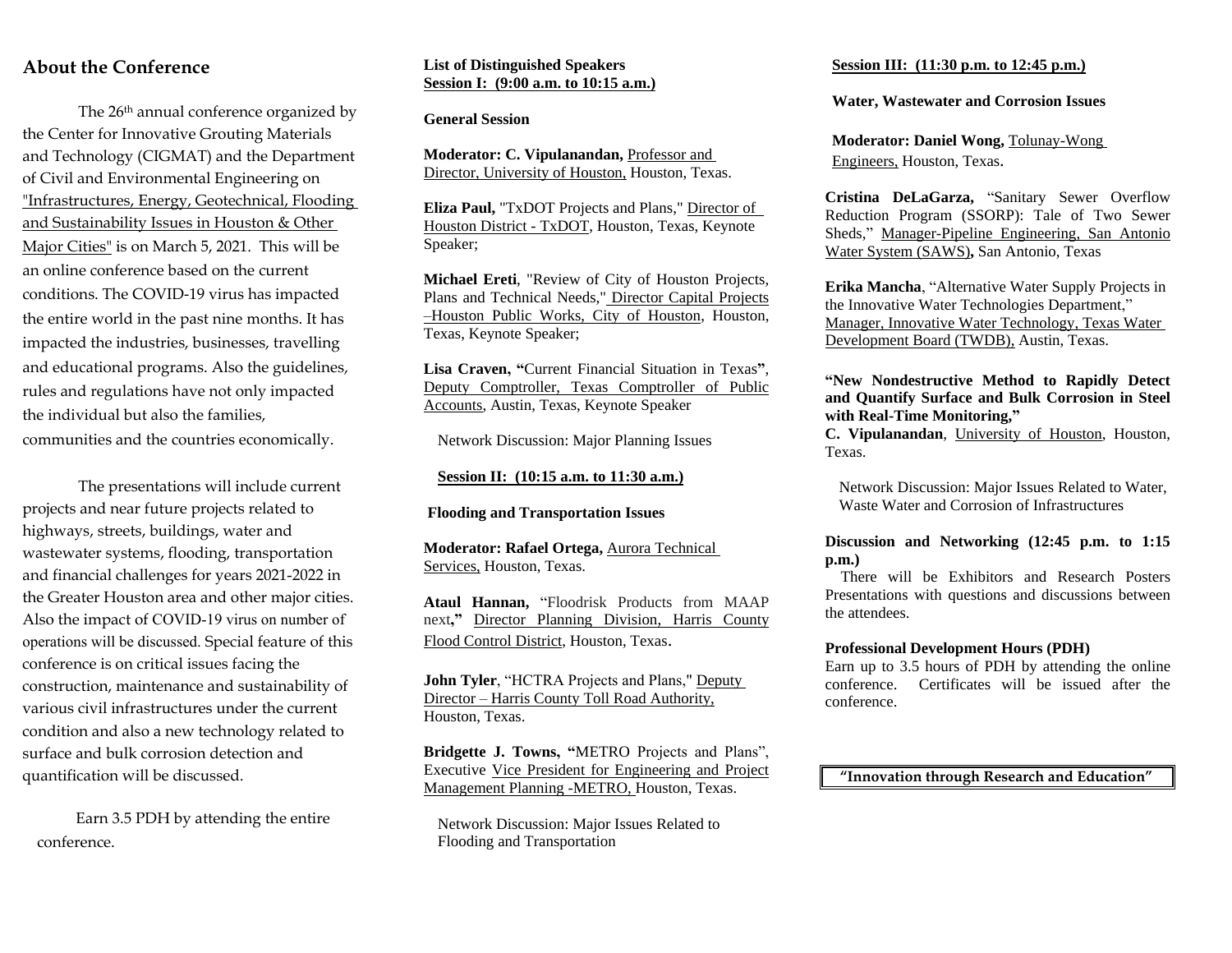## About the Conference

The 26th annual conference organized by the Center for Innovative Grouting Materials and Technology (CIGMAT) and the Department of Civil and Environmental Engineering on "Infrastructures, Energy, Geotechnical, Flooding and Sustainability Issues in Houston & Other Major Cities" is on March 5, 2021. This will be an online conference based on the current conditions. The COVID-19 virus has impacted the entire world in the past nine months. It has impacted the industries, businesses, travelling and educational programs. Also the guidelines, rules and regulations have not only impacted the individual but also the families, communities and the countries economically.

The presentations will include current projects and near future projects related to highways, streets, buildings, water and wastewater systems, flooding, transportation and financial challenges for years 2021-2022 in the Greater Houston area and other major cities. Also the impact of COVID-19 virus on number of operations will be discussed. Special feature of this conference is on critical issues facing the construction, maintenance and sustainability of various civil infrastructures under the current condition and also a new technology related to surface and bulk corrosion detection and quantification will be discussed.

Earn 3.5 PDH by attending the entire conference.

**List of Distinguished Speakers**

**Session I: (9:00 a.m. to 10:15 a.m.)**

**General Session**

**Moderator: C. Vipulanandan,** Professor and Director, University of Houston, Houston, Texas.

**Eliza Paul,** "TxDOT Projects and Plans," Director of Houston District - TxDOT, Houston, Texas, Keynote Speaker;

**Michael Ereti**, "Review of City of Houston Projects, Plans and Technical Needs," Director Capital Projects –Houston Public Works, City of Houston, Houston, Texas, Keynote Speaker;

**Lisa Craven, "**Current Financial Situation in Texas**"**, Deputy Comptroller, Texas Comptroller of Public Accounts, Austin, Texas, Keynote Speaker

Network Discussion: Major Planning Issues

**Session II: (10:15 a.m. to 11:30 a.m.)**

**Flooding and Transportation Issues**

**Moderator: Rafael Ortega,** Aurora Technical Services, Houston, Texas.

**Ataul Hannan,** "Floodrisk Products from MAAP next**,"** Director Planning Division, Harris County Flood Control District, Houston, Texas.

**John Tyler**, "HCTRA Projects and Plans," Deputy Director – Harris County Toll Road Authority, Houston, Texas.

**Bridgette J. Towns, "**METRO Projects and Plans", Executive Vice President for Engineering and Project Management Planning -METRO, Houston, Texas.

Network Discussion: Major Issues Related to Flooding and Transportation

**Session III: (11:30 p.m. to 12:45 p.m.)**

**Water, Wastewater and Corrosion Issues**

**Moderator: Daniel Wong,** Tolunay-Wong Engineers, Houston, Texas.

**Cristina DeLaGarza,** "Sanitary Sewer Overflow Reduction Program (SSORP): Tale of Two Sewer Sheds," Manager-Pipeline Engineering, San Antonio Water System (SAWS)**,** San Antonio, Texas

**Erika Mancha**, "Alternative Water Supply Projects in the Innovative Water Technologies Department," Manager, Innovative Water Technology, Texas Water Development Board (TWDB), Austin, Texas.

**"New Nondestructive Method to Rapidly Detect and Quantify Surface and Bulk Corrosion in Steel with Real-Time Monitoring,"**
**C. Vipulanandan**, University of Houston, Houston, Texas.

Network Discussion: Major Issues Related to Water, Waste Water and Corrosion of Infrastructures

**Discussion and Networking (12:45 p.m. to 1:15 p.m.)**
There will be Exhibitors and Research Posters Presentations with questions and discussions between the attendees.

**Professional Development Hours (PDH)**
Earn up to 3.5 hours of PDH by attending the online conference. Certificates will be issued after the conference.

**"Innovation through Research and Education"**